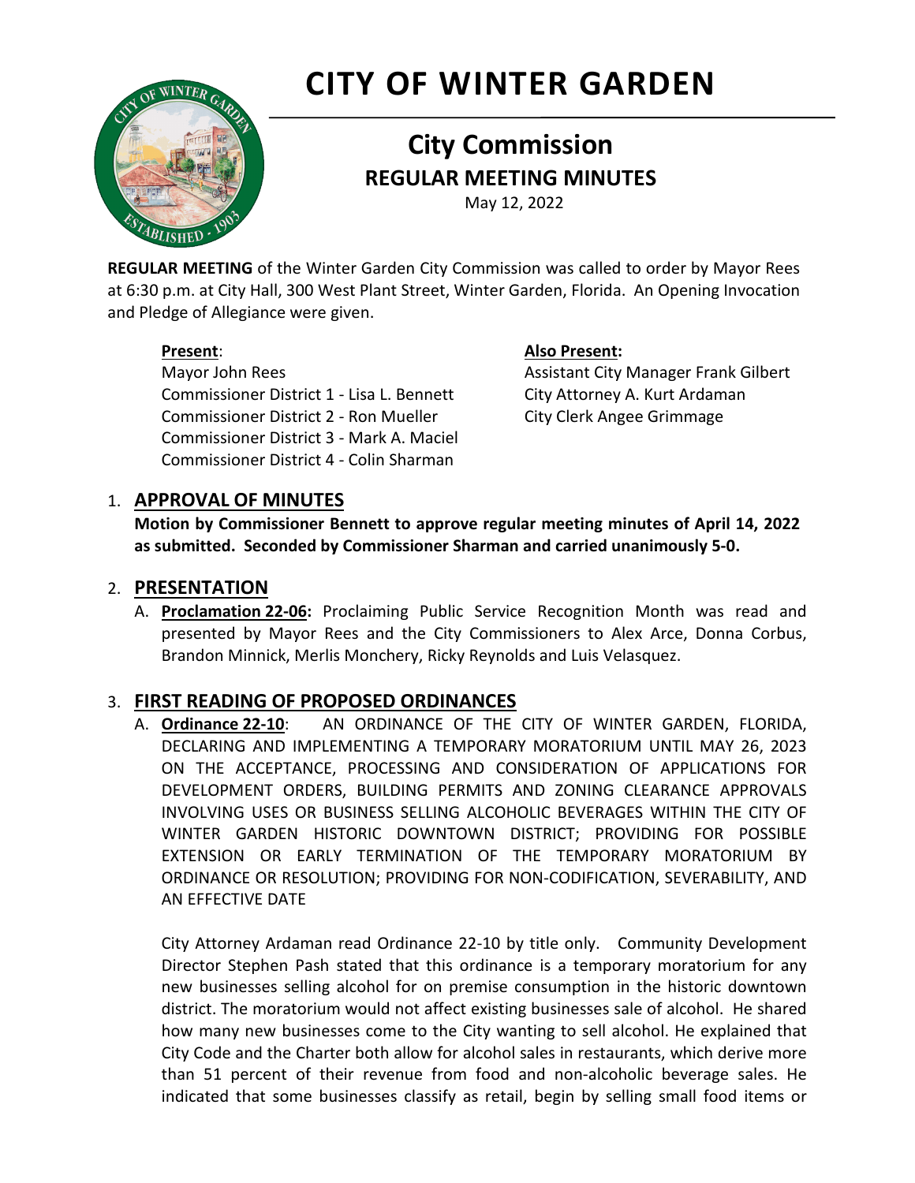# CITY OF WINTER GARDEN

## City Commission

### REGULAR MEETING MINUTES

May 12, 2022

**REGULAR MEETING** of the Winter Garden City Commission was called to order by Mayor Rees at 6:30 p.m. at City Hall, 300 West Plant Street, Winter Garden, Florida. An Opening Invocation and Pledge of Allegiance were given.

**Present**:
Mayor John Rees
Commissioner District 1 - Lisa L. Bennett
Commissioner District 2 - Ron Mueller
Commissioner District 3 - Mark A. Maciel
Commissioner District 4 - Colin Sharman

**Also Present:**
Assistant City Manager Frank Gilbert
City Attorney A. Kurt Ardaman
City Clerk Angee Grimmage

1. **APPROVAL OF MINUTES**

   **Motion by Commissioner Bennett to approve regular meeting minutes of April 14, 2022 as submitted. Seconded by Commissioner Sharman and carried unanimously 5-0.**

2. **PRESENTATION**

   A. **Proclamation 22-06:** Proclaiming Public Service Recognition Month was read and presented by Mayor Rees and the City Commissioners to Alex Arce, Donna Corbus, Brandon Minnick, Merlis Monchery, Ricky Reynolds and Luis Velasquez.

3. **FIRST READING OF PROPOSED ORDINANCES**

   A. **Ordinance 22-10**: AN ORDINANCE OF THE CITY OF WINTER GARDEN, FLORIDA, DECLARING AND IMPLEMENTING A TEMPORARY MORATORIUM UNTIL MAY 26, 2023 ON THE ACCEPTANCE, PROCESSING AND CONSIDERATION OF APPLICATIONS FOR DEVELOPMENT ORDERS, BUILDING PERMITS AND ZONING CLEARANCE APPROVALS INVOLVING USES OR BUSINESS SELLING ALCOHOLIC BEVERAGES WITHIN THE CITY OF WINTER GARDEN HISTORIC DOWNTOWN DISTRICT; PROVIDING FOR POSSIBLE EXTENSION OR EARLY TERMINATION OF THE TEMPORARY MORATORIUM BY ORDINANCE OR RESOLUTION; PROVIDING FOR NON-CODIFICATION, SEVERABILITY, AND AN EFFECTIVE DATE

   City Attorney Ardaman read Ordinance 22-10 by title only. Community Development Director Stephen Pash stated that this ordinance is a temporary moratorium for any new businesses selling alcohol for on premise consumption in the historic downtown district. The moratorium would not affect existing businesses sale of alcohol. He shared how many new businesses come to the City wanting to sell alcohol. He explained that City Code and the Charter both allow for alcohol sales in restaurants, which derive more than 51 percent of their revenue from food and non-alcoholic beverage sales. He indicated that some businesses classify as retail, begin by selling small food items or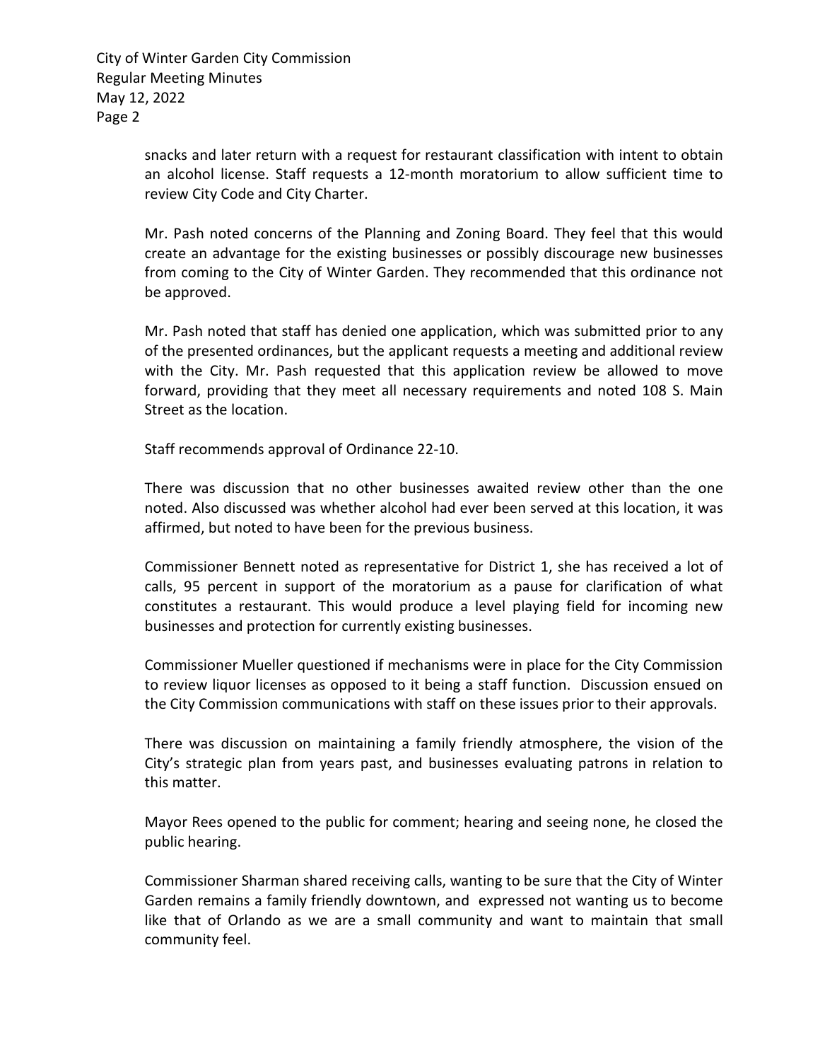snacks and later return with a request for restaurant classification with intent to obtain an alcohol license. Staff requests a 12-month moratorium to allow sufficient time to review City Code and City Charter.

Mr. Pash noted concerns of the Planning and Zoning Board. They feel that this would create an advantage for the existing businesses or possibly discourage new businesses from coming to the City of Winter Garden. They recommended that this ordinance not be approved.

Mr. Pash noted that staff has denied one application, which was submitted prior to any of the presented ordinances, but the applicant requests a meeting and additional review with the City. Mr. Pash requested that this application review be allowed to move forward, providing that they meet all necessary requirements and noted 108 S. Main Street as the location.

Staff recommends approval of Ordinance 22-10.

There was discussion that no other businesses awaited review other than the one noted. Also discussed was whether alcohol had ever been served at this location, it was affirmed, but noted to have been for the previous business.

Commissioner Bennett noted as representative for District 1, she has received a lot of calls, 95 percent in support of the moratorium as a pause for clarification of what constitutes a restaurant. This would produce a level playing field for incoming new businesses and protection for currently existing businesses.

Commissioner Mueller questioned if mechanisms were in place for the City Commission to review liquor licenses as opposed to it being a staff function. Discussion ensued on the City Commission communications with staff on these issues prior to their approvals.

There was discussion on maintaining a family friendly atmosphere, the vision of the City's strategic plan from years past, and businesses evaluating patrons in relation to this matter.

Mayor Rees opened to the public for comment; hearing and seeing none, he closed the public hearing.

Commissioner Sharman shared receiving calls, wanting to be sure that the City of Winter Garden remains a family friendly downtown, and expressed not wanting us to become like that of Orlando as we are a small community and want to maintain that small community feel.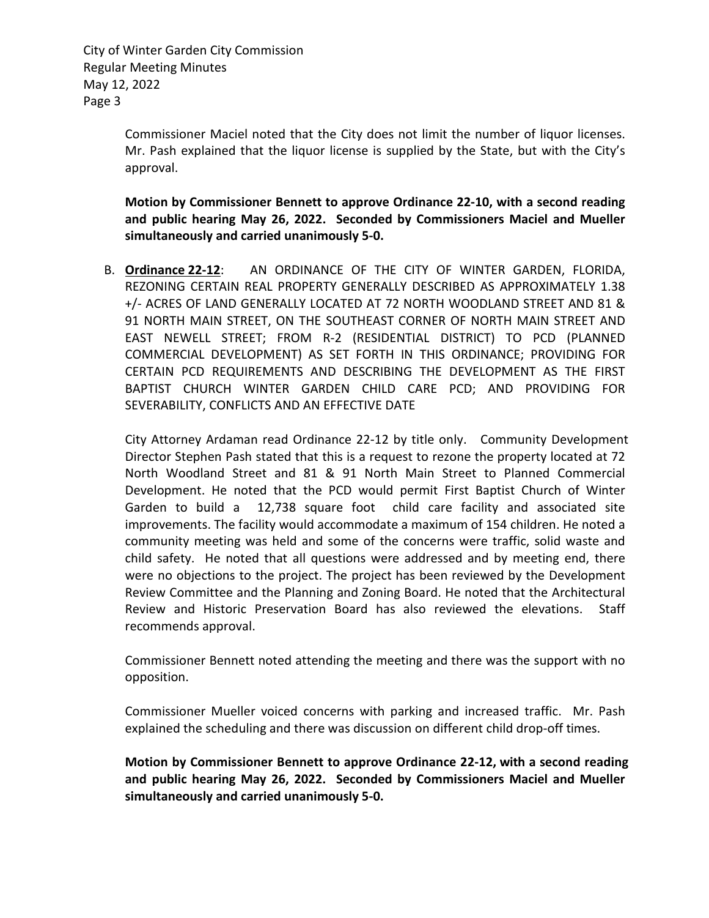Commissioner Maciel noted that the City does not limit the number of liquor licenses. Mr. Pash explained that the liquor license is supplied by the State, but with the City's approval.

**Motion by Commissioner Bennett to approve Ordinance 22-10, with a second reading and public hearing May 26, 2022. Seconded by Commissioners Maciel and Mueller simultaneously and carried unanimously 5-0.**

B. **Ordinance 22-12**: AN ORDINANCE OF THE CITY OF WINTER GARDEN, FLORIDA, REZONING CERTAIN REAL PROPERTY GENERALLY DESCRIBED AS APPROXIMATELY 1.38 +/- ACRES OF LAND GENERALLY LOCATED AT 72 NORTH WOODLAND STREET AND 81 & 91 NORTH MAIN STREET, ON THE SOUTHEAST CORNER OF NORTH MAIN STREET AND EAST NEWELL STREET; FROM R-2 (RESIDENTIAL DISTRICT) TO PCD (PLANNED COMMERCIAL DEVELOPMENT) AS SET FORTH IN THIS ORDINANCE; PROVIDING FOR CERTAIN PCD REQUIREMENTS AND DESCRIBING THE DEVELOPMENT AS THE FIRST BAPTIST CHURCH WINTER GARDEN CHILD CARE PCD; AND PROVIDING FOR SEVERABILITY, CONFLICTS AND AN EFFECTIVE DATE

City Attorney Ardaman read Ordinance 22-12 by title only. Community Development Director Stephen Pash stated that this is a request to rezone the property located at 72 North Woodland Street and 81 & 91 North Main Street to Planned Commercial Development. He noted that the PCD would permit First Baptist Church of Winter Garden to build a 12,738 square foot child care facility and associated site improvements. The facility would accommodate a maximum of 154 children. He noted a community meeting was held and some of the concerns were traffic, solid waste and child safety. He noted that all questions were addressed and by meeting end, there were no objections to the project. The project has been reviewed by the Development Review Committee and the Planning and Zoning Board. He noted that the Architectural Review and Historic Preservation Board has also reviewed the elevations. Staff recommends approval.

Commissioner Bennett noted attending the meeting and there was the support with no opposition.

Commissioner Mueller voiced concerns with parking and increased traffic. Mr. Pash explained the scheduling and there was discussion on different child drop-off times.

**Motion by Commissioner Bennett to approve Ordinance 22-12, with a second reading and public hearing May 26, 2022. Seconded by Commissioners Maciel and Mueller simultaneously and carried unanimously 5-0.**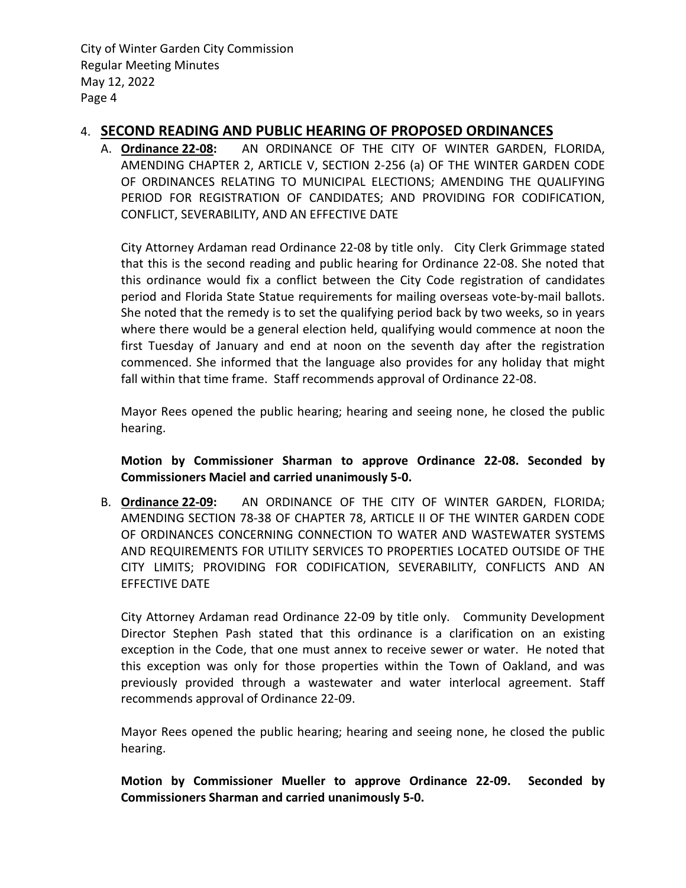## 4. SECOND READING AND PUBLIC HEARING OF PROPOSED ORDINANCES

A. **Ordinance 22-08:** AN ORDINANCE OF THE CITY OF WINTER GARDEN, FLORIDA, AMENDING CHAPTER 2, ARTICLE V, SECTION 2-256 (a) OF THE WINTER GARDEN CODE OF ORDINANCES RELATING TO MUNICIPAL ELECTIONS; AMENDING THE QUALIFYING PERIOD FOR REGISTRATION OF CANDIDATES; AND PROVIDING FOR CODIFICATION, CONFLICT, SEVERABILITY, AND AN EFFECTIVE DATE

   City Attorney Ardaman read Ordinance 22-08 by title only. City Clerk Grimmage stated that this is the second reading and public hearing for Ordinance 22-08. She noted that this ordinance would fix a conflict between the City Code registration of candidates period and Florida State Statue requirements for mailing overseas vote-by-mail ballots. She noted that the remedy is to set the qualifying period back by two weeks, so in years where there would be a general election held, qualifying would commence at noon the first Tuesday of January and end at noon on the seventh day after the registration commenced. She informed that the language also provides for any holiday that might fall within that time frame. Staff recommends approval of Ordinance 22-08.

   Mayor Rees opened the public hearing; hearing and seeing none, he closed the public hearing.

   **Motion by Commissioner Sharman to approve Ordinance 22-08. Seconded by Commissioners Maciel and carried unanimously 5-0.**

B. **Ordinance 22-09:** AN ORDINANCE OF THE CITY OF WINTER GARDEN, FLORIDA; AMENDING SECTION 78-38 OF CHAPTER 78, ARTICLE II OF THE WINTER GARDEN CODE OF ORDINANCES CONCERNING CONNECTION TO WATER AND WASTEWATER SYSTEMS AND REQUIREMENTS FOR UTILITY SERVICES TO PROPERTIES LOCATED OUTSIDE OF THE CITY LIMITS; PROVIDING FOR CODIFICATION, SEVERABILITY, CONFLICTS AND AN EFFECTIVE DATE

   City Attorney Ardaman read Ordinance 22-09 by title only. Community Development Director Stephen Pash stated that this ordinance is a clarification on an existing exception in the Code, that one must annex to receive sewer or water. He noted that this exception was only for those properties within the Town of Oakland, and was previously provided through a wastewater and water interlocal agreement. Staff recommends approval of Ordinance 22-09.

   Mayor Rees opened the public hearing; hearing and seeing none, he closed the public hearing.

   **Motion by Commissioner Mueller to approve Ordinance 22-09. Seconded by Commissioners Sharman and carried unanimously 5-0.**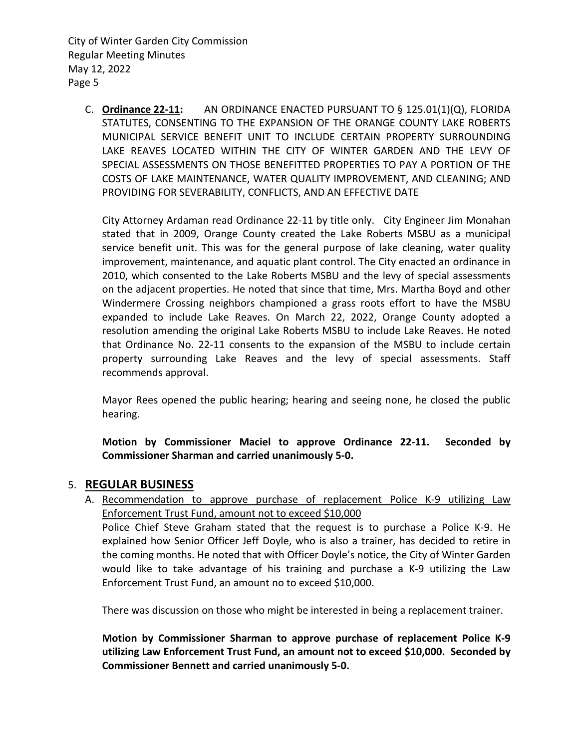C. **<u>Ordinance 22-11</u>:** AN ORDINANCE ENACTED PURSUANT TO § 125.01(1)(Q), FLORIDA STATUTES, CONSENTING TO THE EXPANSION OF THE ORANGE COUNTY LAKE ROBERTS MUNICIPAL SERVICE BENEFIT UNIT TO INCLUDE CERTAIN PROPERTY SURROUNDING LAKE REAVES LOCATED WITHIN THE CITY OF WINTER GARDEN AND THE LEVY OF SPECIAL ASSESSMENTS ON THOSE BENEFITTED PROPERTIES TO PAY A PORTION OF THE COSTS OF LAKE MAINTENANCE, WATER QUALITY IMPROVEMENT, AND CLEANING; AND PROVIDING FOR SEVERABILITY, CONFLICTS, AND AN EFFECTIVE DATE

City Attorney Ardaman read Ordinance 22-11 by title only. City Engineer Jim Monahan stated that in 2009, Orange County created the Lake Roberts MSBU as a municipal service benefit unit. This was for the general purpose of lake cleaning, water quality improvement, maintenance, and aquatic plant control. The City enacted an ordinance in 2010, which consented to the Lake Roberts MSBU and the levy of special assessments on the adjacent properties. He noted that since that time, Mrs. Martha Boyd and other Windermere Crossing neighbors championed a grass roots effort to have the MSBU expanded to include Lake Reaves. On March 22, 2022, Orange County adopted a resolution amending the original Lake Roberts MSBU to include Lake Reaves. He noted that Ordinance No. 22-11 consents to the expansion of the MSBU to include certain property surrounding Lake Reaves and the levy of special assessments. Staff recommends approval.

Mayor Rees opened the public hearing; hearing and seeing none, he closed the public hearing.

**Motion by Commissioner Maciel to approve Ordinance 22-11. Seconded by Commissioner Sharman and carried unanimously 5-0.**

## 5. REGULAR BUSINESS

A. <u>Recommendation to approve purchase of replacement Police K-9 utilizing Law Enforcement Trust Fund, amount not to exceed $10,000</u>

Police Chief Steve Graham stated that the request is to purchase a Police K-9. He explained how Senior Officer Jeff Doyle, who is also a trainer, has decided to retire in the coming months. He noted that with Officer Doyle's notice, the City of Winter Garden would like to take advantage of his training and purchase a K-9 utilizing the Law Enforcement Trust Fund, an amount no to exceed $10,000.

There was discussion on those who might be interested in being a replacement trainer.

**Motion by Commissioner Sharman to approve purchase of replacement Police K-9 utilizing Law Enforcement Trust Fund, an amount not to exceed $10,000. Seconded by Commissioner Bennett and carried unanimously 5-0.**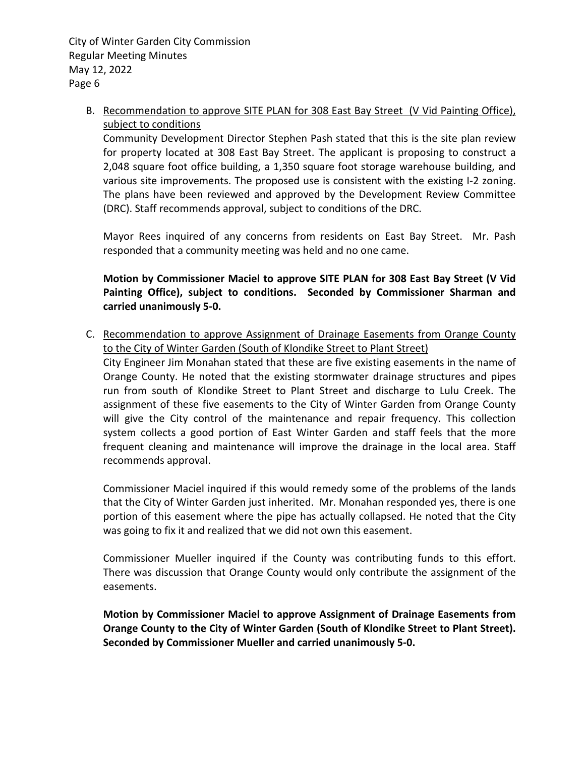B. Recommendation to approve SITE PLAN for 308 East Bay Street (V Vid Painting Office), subject to conditions

Community Development Director Stephen Pash stated that this is the site plan review for property located at 308 East Bay Street. The applicant is proposing to construct a 2,048 square foot office building, a 1,350 square foot storage warehouse building, and various site improvements. The proposed use is consistent with the existing I-2 zoning. The plans have been reviewed and approved by the Development Review Committee (DRC). Staff recommends approval, subject to conditions of the DRC.

Mayor Rees inquired of any concerns from residents on East Bay Street. Mr. Pash responded that a community meeting was held and no one came.

**Motion by Commissioner Maciel to approve SITE PLAN for 308 East Bay Street (V Vid Painting Office), subject to conditions. Seconded by Commissioner Sharman and carried unanimously 5-0.**

C. Recommendation to approve Assignment of Drainage Easements from Orange County to the City of Winter Garden (South of Klondike Street to Plant Street)

City Engineer Jim Monahan stated that these are five existing easements in the name of Orange County. He noted that the existing stormwater drainage structures and pipes run from south of Klondike Street to Plant Street and discharge to Lulu Creek. The assignment of these five easements to the City of Winter Garden from Orange County will give the City control of the maintenance and repair frequency. This collection system collects a good portion of East Winter Garden and staff feels that the more frequent cleaning and maintenance will improve the drainage in the local area. Staff recommends approval.

Commissioner Maciel inquired if this would remedy some of the problems of the lands that the City of Winter Garden just inherited. Mr. Monahan responded yes, there is one portion of this easement where the pipe has actually collapsed. He noted that the City was going to fix it and realized that we did not own this easement.

Commissioner Mueller inquired if the County was contributing funds to this effort. There was discussion that Orange County would only contribute the assignment of the easements.

**Motion by Commissioner Maciel to approve Assignment of Drainage Easements from Orange County to the City of Winter Garden (South of Klondike Street to Plant Street). Seconded by Commissioner Mueller and carried unanimously 5-0.**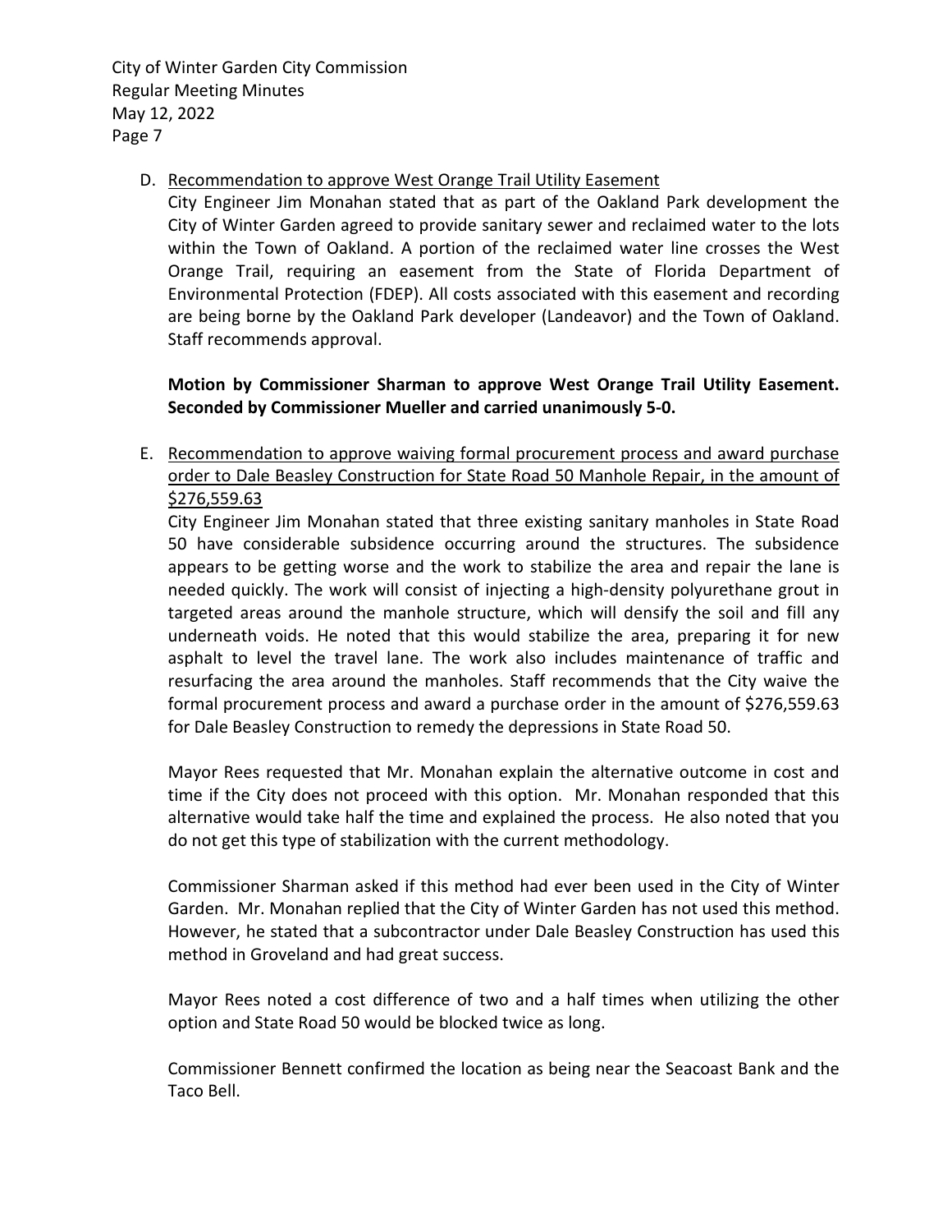D. Recommendation to approve West Orange Trail Utility Easement

City Engineer Jim Monahan stated that as part of the Oakland Park development the City of Winter Garden agreed to provide sanitary sewer and reclaimed water to the lots within the Town of Oakland. A portion of the reclaimed water line crosses the West Orange Trail, requiring an easement from the State of Florida Department of Environmental Protection (FDEP). All costs associated with this easement and recording are being borne by the Oakland Park developer (Landeavor) and the Town of Oakland. Staff recommends approval.

**Motion by Commissioner Sharman to approve West Orange Trail Utility Easement. Seconded by Commissioner Mueller and carried unanimously 5-0.**

E. Recommendation to approve waiving formal procurement process and award purchase order to Dale Beasley Construction for State Road 50 Manhole Repair, in the amount of $276,559.63

City Engineer Jim Monahan stated that three existing sanitary manholes in State Road 50 have considerable subsidence occurring around the structures. The subsidence appears to be getting worse and the work to stabilize the area and repair the lane is needed quickly. The work will consist of injecting a high-density polyurethane grout in targeted areas around the manhole structure, which will densify the soil and fill any underneath voids. He noted that this would stabilize the area, preparing it for new asphalt to level the travel lane. The work also includes maintenance of traffic and resurfacing the area around the manholes. Staff recommends that the City waive the formal procurement process and award a purchase order in the amount of $276,559.63 for Dale Beasley Construction to remedy the depressions in State Road 50.

Mayor Rees requested that Mr. Monahan explain the alternative outcome in cost and time if the City does not proceed with this option. Mr. Monahan responded that this alternative would take half the time and explained the process. He also noted that you do not get this type of stabilization with the current methodology.

Commissioner Sharman asked if this method had ever been used in the City of Winter Garden. Mr. Monahan replied that the City of Winter Garden has not used this method. However, he stated that a subcontractor under Dale Beasley Construction has used this method in Groveland and had great success.

Mayor Rees noted a cost difference of two and a half times when utilizing the other option and State Road 50 would be blocked twice as long.

Commissioner Bennett confirmed the location as being near the Seacoast Bank and the Taco Bell.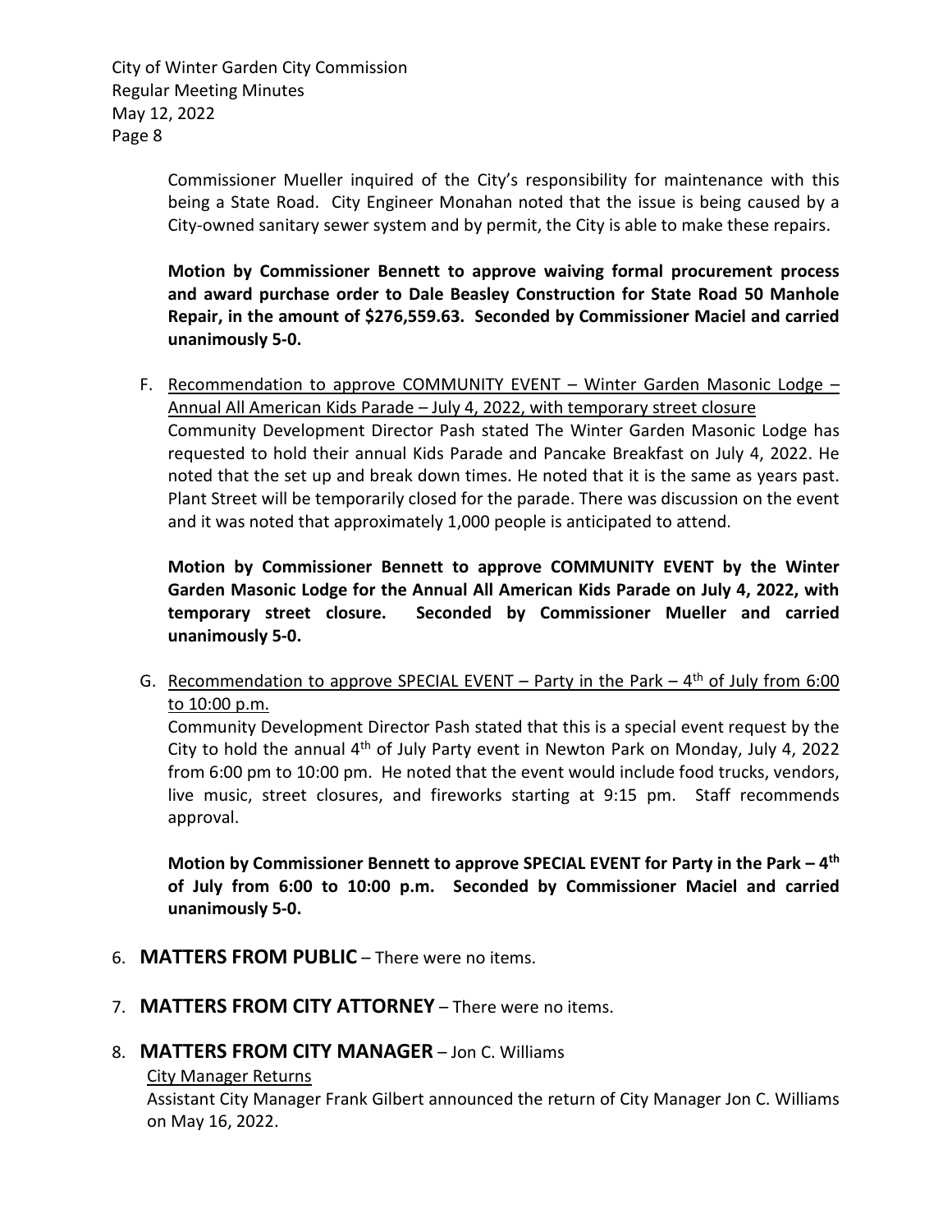Commissioner Mueller inquired of the City's responsibility for maintenance with this being a State Road. City Engineer Monahan noted that the issue is being caused by a City-owned sanitary sewer system and by permit, the City is able to make these repairs.

**Motion by Commissioner Bennett to approve waiving formal procurement process and award purchase order to Dale Beasley Construction for State Road 50 Manhole Repair, in the amount of $276,559.63. Seconded by Commissioner Maciel and carried unanimously 5-0.**

F. <u>Recommendation to approve COMMUNITY EVENT – Winter Garden Masonic Lodge – Annual All American Kids Parade – July 4, 2022, with temporary street closure</u>
Community Development Director Pash stated The Winter Garden Masonic Lodge has requested to hold their annual Kids Parade and Pancake Breakfast on July 4, 2022. He noted that the set up and break down times. He noted that it is the same as years past. Plant Street will be temporarily closed for the parade. There was discussion on the event and it was noted that approximately 1,000 people is anticipated to attend.

**Motion by Commissioner Bennett to approve COMMUNITY EVENT by the Winter Garden Masonic Lodge for the Annual All American Kids Parade on July 4, 2022, with temporary street closure. Seconded by Commissioner Mueller and carried unanimously 5-0.**

G. <u>Recommendation to approve SPECIAL EVENT – Party in the Park – 4th of July from 6:00 to 10:00 p.m.</u>
Community Development Director Pash stated that this is a special event request by the City to hold the annual 4th of July Party event in Newton Park on Monday, July 4, 2022 from 6:00 pm to 10:00 pm. He noted that the event would include food trucks, vendors, live music, street closures, and fireworks starting at 9:15 pm. Staff recommends approval.

**Motion by Commissioner Bennett to approve SPECIAL EVENT for Party in the Park – 4th of July from 6:00 to 10:00 p.m. Seconded by Commissioner Maciel and carried unanimously 5-0.**

6. **MATTERS FROM PUBLIC** – There were no items.

7. **MATTERS FROM CITY ATTORNEY** – There were no items.

8. **MATTERS FROM CITY MANAGER** – Jon C. Williams

<u>City Manager Returns</u>
Assistant City Manager Frank Gilbert announced the return of City Manager Jon C. Williams on May 16, 2022.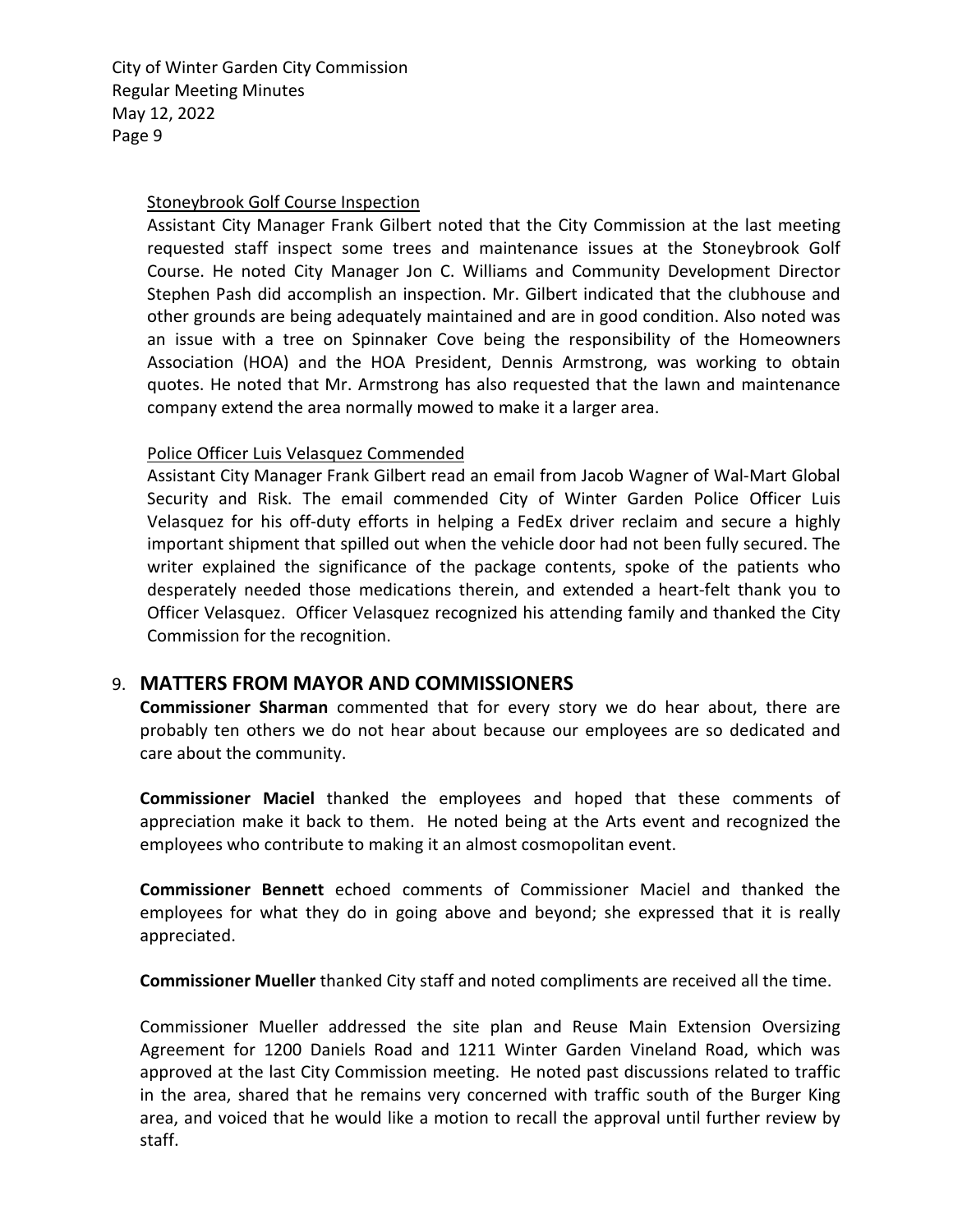Stoneybrook Golf Course Inspection

Assistant City Manager Frank Gilbert noted that the City Commission at the last meeting requested staff inspect some trees and maintenance issues at the Stoneybrook Golf Course. He noted City Manager Jon C. Williams and Community Development Director Stephen Pash did accomplish an inspection. Mr. Gilbert indicated that the clubhouse and other grounds are being adequately maintained and are in good condition. Also noted was an issue with a tree on Spinnaker Cove being the responsibility of the Homeowners Association (HOA) and the HOA President, Dennis Armstrong, was working to obtain quotes. He noted that Mr. Armstrong has also requested that the lawn and maintenance company extend the area normally mowed to make it a larger area.

Police Officer Luis Velasquez Commended

Assistant City Manager Frank Gilbert read an email from Jacob Wagner of Wal-Mart Global Security and Risk. The email commended City of Winter Garden Police Officer Luis Velasquez for his off-duty efforts in helping a FedEx driver reclaim and secure a highly important shipment that spilled out when the vehicle door had not been fully secured. The writer explained the significance of the package contents, spoke of the patients who desperately needed those medications therein, and extended a heart-felt thank you to Officer Velasquez. Officer Velasquez recognized his attending family and thanked the City Commission for the recognition.

## 9. MATTERS FROM MAYOR AND COMMISSIONERS

**Commissioner Sharman** commented that for every story we do hear about, there are probably ten others we do not hear about because our employees are so dedicated and care about the community.

**Commissioner Maciel** thanked the employees and hoped that these comments of appreciation make it back to them. He noted being at the Arts event and recognized the employees who contribute to making it an almost cosmopolitan event.

**Commissioner Bennett** echoed comments of Commissioner Maciel and thanked the employees for what they do in going above and beyond; she expressed that it is really appreciated.

**Commissioner Mueller** thanked City staff and noted compliments are received all the time.

Commissioner Mueller addressed the site plan and Reuse Main Extension Oversizing Agreement for 1200 Daniels Road and 1211 Winter Garden Vineland Road, which was approved at the last City Commission meeting. He noted past discussions related to traffic in the area, shared that he remains very concerned with traffic south of the Burger King area, and voiced that he would like a motion to recall the approval until further review by staff.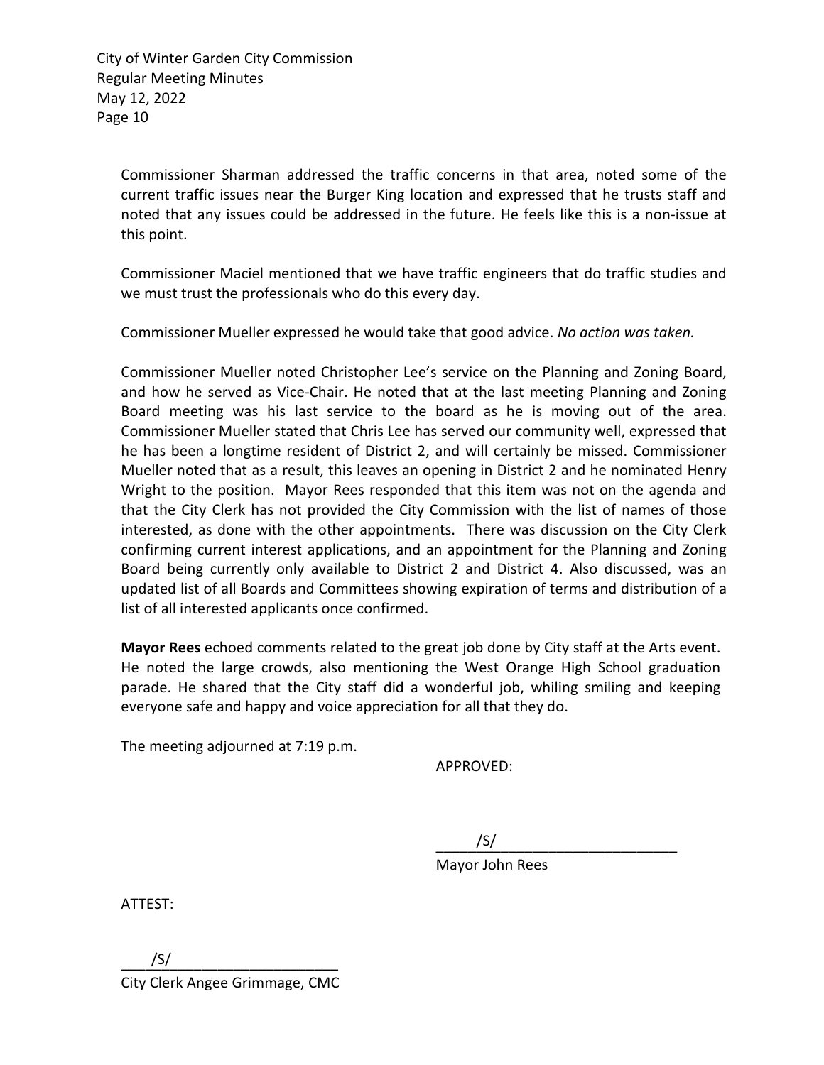Commissioner Sharman addressed the traffic concerns in that area, noted some of the current traffic issues near the Burger King location and expressed that he trusts staff and noted that any issues could be addressed in the future. He feels like this is a non-issue at this point.

Commissioner Maciel mentioned that we have traffic engineers that do traffic studies and we must trust the professionals who do this every day.

Commissioner Mueller expressed he would take that good advice. *No action was taken.*

Commissioner Mueller noted Christopher Lee's service on the Planning and Zoning Board, and how he served as Vice-Chair. He noted that at the last meeting Planning and Zoning Board meeting was his last service to the board as he is moving out of the area. Commissioner Mueller stated that Chris Lee has served our community well, expressed that he has been a longtime resident of District 2, and will certainly be missed. Commissioner Mueller noted that as a result, this leaves an opening in District 2 and he nominated Henry Wright to the position. Mayor Rees responded that this item was not on the agenda and that the City Clerk has not provided the City Commission with the list of names of those interested, as done with the other appointments. There was discussion on the City Clerk confirming current interest applications, and an appointment for the Planning and Zoning Board being currently only available to District 2 and District 4. Also discussed, was an updated list of all Boards and Committees showing expiration of terms and distribution of a list of all interested applicants once confirmed.

**Mayor Rees** echoed comments related to the great job done by City staff at the Arts event. He noted the large crowds, also mentioning the West Orange High School graduation parade. He shared that the City staff did a wonderful job, whiling smiling and keeping everyone safe and happy and voice appreciation for all that they do.

The meeting adjourned at 7:19 p.m.

APPROVED:

/S/
Mayor John Rees

ATTEST:

/S/
City Clerk Angee Grimmage, CMC